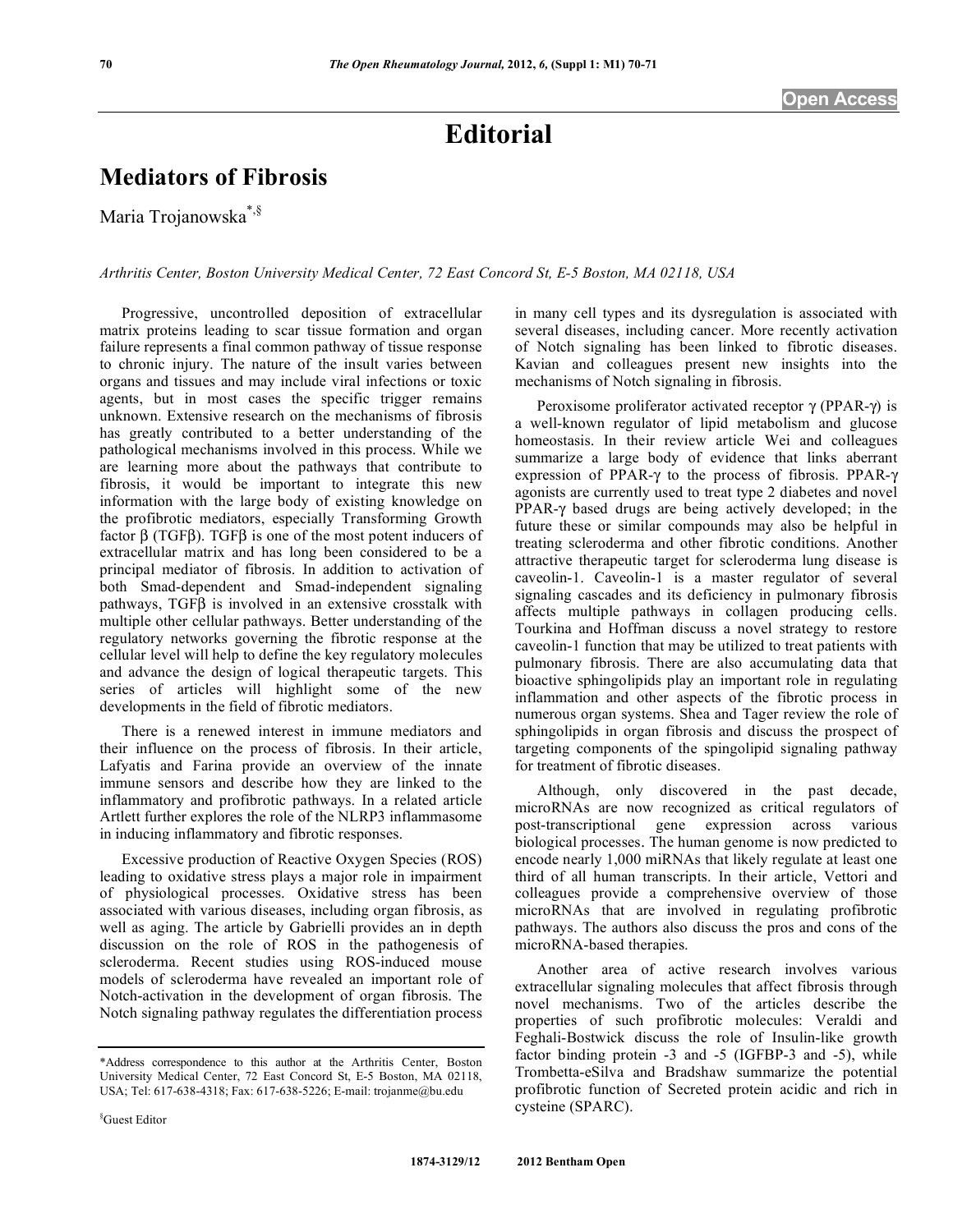# Editorial

## Mediators of Fibrosis

Maria Trojanowska[*,§]

*Arthritis Center, Boston University Medical Center, 72 East Concord St, E-5 Boston, MA 02118, USA*

Progressive, uncontrolled deposition of extracellular matrix proteins leading to scar tissue formation and organ failure represents a final common pathway of tissue response to chronic injury. The nature of the insult varies between organs and tissues and may include viral infections or toxic agents, but in most cases the specific trigger remains unknown. Extensive research on the mechanisms of fibrosis has greatly contributed to a better understanding of the pathological mechanisms involved in this process. While we are learning more about the pathways that contribute to fibrosis, it would be important to integrate this new information with the large body of existing knowledge on the profibrotic mediators, especially Transforming Growth factor β (TGFβ). TGFβ is one of the most potent inducers of extracellular matrix and has long been considered to be a principal mediator of fibrosis. In addition to activation of both Smad-dependent and Smad-independent signaling pathways, TGFβ is involved in an extensive crosstalk with multiple other cellular pathways. Better understanding of the regulatory networks governing the fibrotic response at the cellular level will help to define the key regulatory molecules and advance the design of logical therapeutic targets. This series of articles will highlight some of the new developments in the field of fibrotic mediators.

There is a renewed interest in immune mediators and their influence on the process of fibrosis. In their article, Lafyatis and Farina provide an overview of the innate immune sensors and describe how they are linked to the inflammatory and profibrotic pathways. In a related article Artlett further explores the role of the NLRP3 inflammasome in inducing inflammatory and fibrotic responses.

Excessive production of Reactive Oxygen Species (ROS) leading to oxidative stress plays a major role in impairment of physiological processes. Oxidative stress has been associated with various diseases, including organ fibrosis, as well as aging. The article by Gabrielli provides an in depth discussion on the role of ROS in the pathogenesis of scleroderma. Recent studies using ROS-induced mouse models of scleroderma have revealed an important role of Notch-activation in the development of organ fibrosis. The Notch signaling pathway regulates the differentiation process in many cell types and its dysregulation is associated with several diseases, including cancer. More recently activation of Notch signaling has been linked to fibrotic diseases. Kavian and colleagues present new insights into the mechanisms of Notch signaling in fibrosis.

Peroxisome proliferator activated receptor γ (PPAR-γ) is a well-known regulator of lipid metabolism and glucose homeostasis. In their review article Wei and colleagues summarize a large body of evidence that links aberrant expression of PPAR-γ to the process of fibrosis. PPAR-γ agonists are currently used to treat type 2 diabetes and novel PPAR-γ based drugs are being actively developed; in the future these or similar compounds may also be helpful in treating scleroderma and other fibrotic conditions. Another attractive therapeutic target for scleroderma lung disease is caveolin-1. Caveolin-1 is a master regulator of several signaling cascades and its deficiency in pulmonary fibrosis affects multiple pathways in collagen producing cells. Tourkina and Hoffman discuss a novel strategy to restore caveolin-1 function that may be utilized to treat patients with pulmonary fibrosis. There are also accumulating data that bioactive sphingolipids play an important role in regulating inflammation and other aspects of the fibrotic process in numerous organ systems. Shea and Tager review the role of sphingolipids in organ fibrosis and discuss the prospect of targeting components of the spingolipid signaling pathway for treatment of fibrotic diseases.

Although, only discovered in the past decade, microRNAs are now recognized as critical regulators of post-transcriptional gene expression across various biological processes. The human genome is now predicted to encode nearly 1,000 miRNAs that likely regulate at least one third of all human transcripts. In their article, Vettori and colleagues provide a comprehensive overview of those microRNAs that are involved in regulating profibrotic pathways. The authors also discuss the pros and cons of the microRNA-based therapies.

Another area of active research involves various extracellular signaling molecules that affect fibrosis through novel mechanisms. Two of the articles describe the properties of such profibrotic molecules: Veraldi and Feghali-Bostwick discuss the role of Insulin-like growth factor binding protein -3 and -5 (IGFBP-3 and -5), while Trombetta-eSilva and Bradshaw summarize the potential profibrotic function of Secreted protein acidic and rich in cysteine (SPARC).

---

*Address correspondence to this author at the Arthritis Center, Boston University Medical Center, 72 East Concord St, E-5 Boston, MA 02118, USA; Tel: 617-638-4318; Fax: 617-638-5226; E-mail: trojanme@bu.edu

§Guest Editor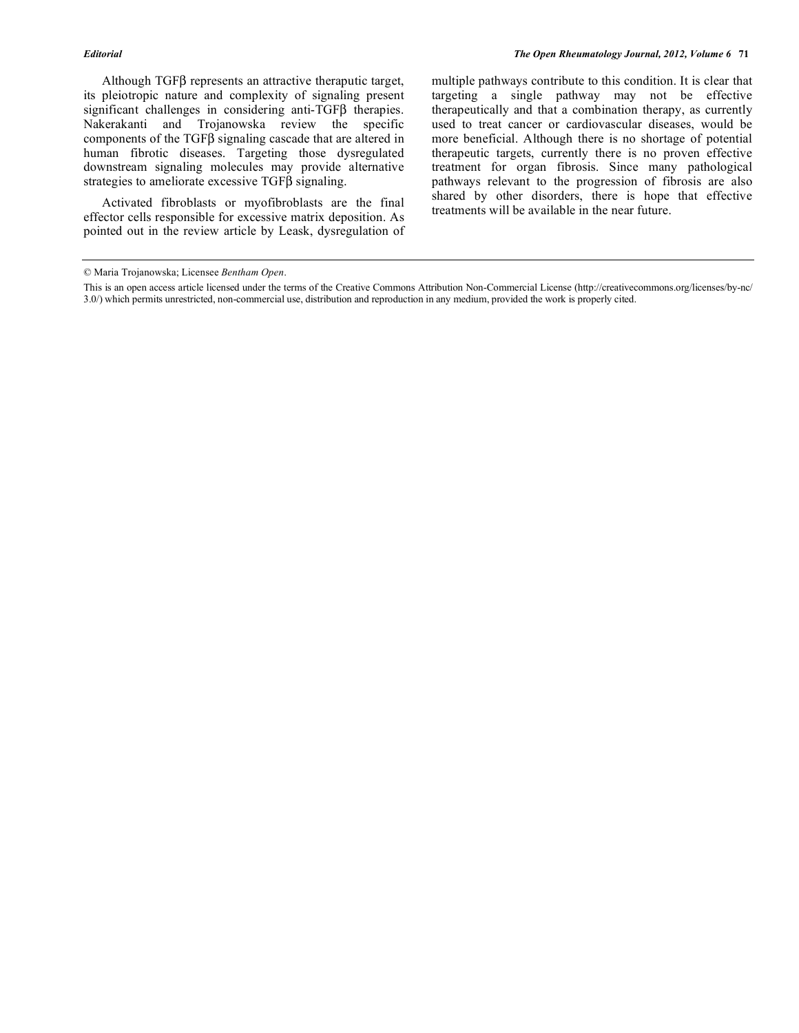Although TGFβ represents an attractive theraputic target, its pleiotropic nature and complexity of signaling present significant challenges in considering anti-TGFβ therapies. Nakerakanti and Trojanowska review the specific components of the TGFβ signaling cascade that are altered in human fibrotic diseases. Targeting those dysregulated downstream signaling molecules may provide alternative strategies to ameliorate excessive TGFβ signaling.

Activated fibroblasts or myofibroblasts are the final effector cells responsible for excessive matrix deposition. As pointed out in the review article by Leask, dysregulation of multiple pathways contribute to this condition. It is clear that targeting a single pathway may not be effective therapeutically and that a combination therapy, as currently used to treat cancer or cardiovascular diseases, would be more beneficial. Although there is no shortage of potential therapeutic targets, currently there is no proven effective treatment for organ fibrosis. Since many pathological pathways relevant to the progression of fibrosis are also shared by other disorders, there is hope that effective treatments will be available in the near future.

---

© Maria Trojanowska; Licensee *Bentham Open*.

This is an open access article licensed under the terms of the Creative Commons Attribution Non-Commercial License (http://creativecommons.org/licenses/by-nc/3.0/) which permits unrestricted, non-commercial use, distribution and reproduction in any medium, provided the work is properly cited.